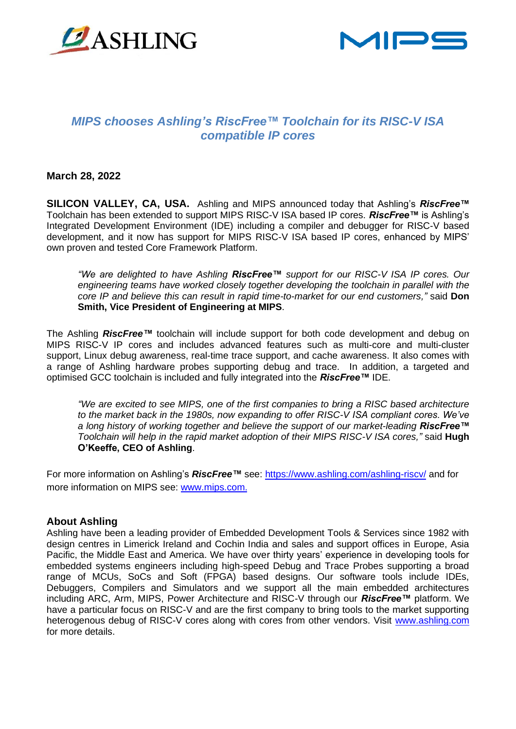# *MIPS chooses Ashling's RiscFree™ Toolchain for its RISC-V ISA compatible IP cores*

**March 28, 2022**

**SILICON VALLEY, CA, USA.** Ashling and MIPS announced today that Ashling's ***RiscFree™*** Toolchain has been extended to support MIPS RISC-V ISA based IP cores. ***RiscFree™*** is Ashling's Integrated Development Environment (IDE) including a compiler and debugger for RISC-V based development, and it now has support for MIPS RISC-V ISA based IP cores, enhanced by MIPS' own proven and tested Core Framework Platform.

> *"We are delighted to have Ashling **RiscFree™** support for our RISC-V ISA IP cores. Our engineering teams have worked closely together developing the toolchain in parallel with the core IP and believe this can result in rapid time-to-market for our end customers,"* said **Don Smith, Vice President of Engineering at MIPS**.

The Ashling ***RiscFree™*** toolchain will include support for both code development and debug on MIPS RISC-V IP cores and includes advanced features such as multi-core and multi-cluster support, Linux debug awareness, real-time trace support, and cache awareness. It also comes with a range of Ashling hardware probes supporting debug and trace. In addition, a targeted and optimised GCC toolchain is included and fully integrated into the ***RiscFree™*** IDE.

> *"We are excited to see MIPS, one of the first companies to bring a RISC based architecture to the market back in the 1980s, now expanding to offer RISC-V ISA compliant cores. We've a long history of working together and believe the support of our market-leading **RiscFree™** Toolchain will help in the rapid market adoption of their MIPS RISC-V ISA cores,"* said **Hugh O'Keeffe, CEO of Ashling**.

For more information on Ashling's ***RiscFree™*** see: https://www.ashling.com/ashling-riscv/ and for more information on MIPS see: www.mips.com.

## About Ashling

Ashling have been a leading provider of Embedded Development Tools & Services since 1982 with design centres in Limerick Ireland and Cochin India and sales and support offices in Europe, Asia Pacific, the Middle East and America. We have over thirty years' experience in developing tools for embedded systems engineers including high-speed Debug and Trace Probes supporting a broad range of MCUs, SoCs and Soft (FPGA) based designs. Our software tools include IDEs, Debuggers, Compilers and Simulators and we support all the main embedded architectures including ARC, Arm, MIPS, Power Architecture and RISC-V through our ***RiscFree™*** platform. We have a particular focus on RISC-V and are the first company to bring tools to the market supporting heterogenous debug of RISC-V cores along with cores from other vendors. Visit www.ashling.com for more details.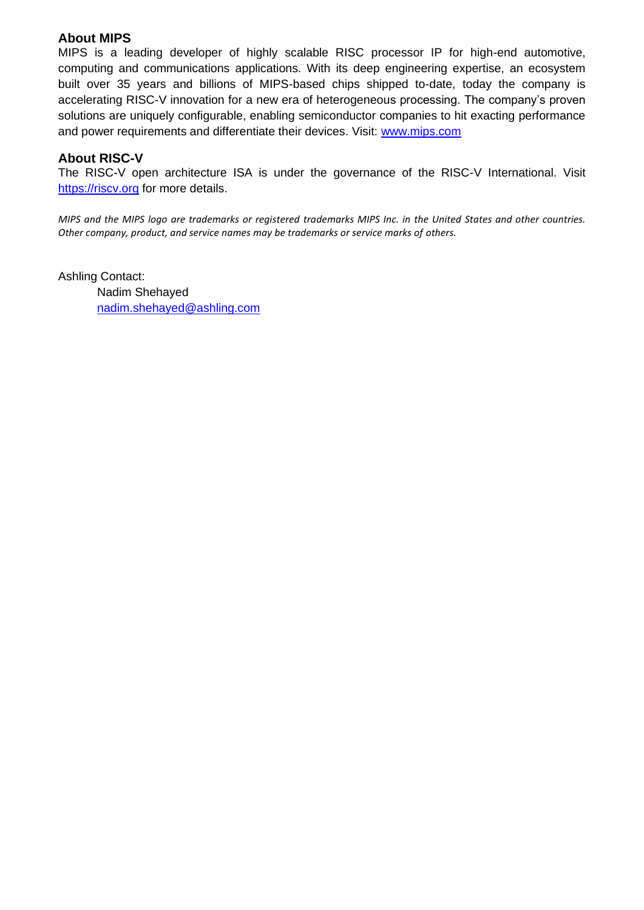## About MIPS

MIPS is a leading developer of highly scalable RISC processor IP for high-end automotive, computing and communications applications. With its deep engineering expertise, an ecosystem built over 35 years and billions of MIPS-based chips shipped to-date, today the company is accelerating RISC-V innovation for a new era of heterogeneous processing. The company's proven solutions are uniquely configurable, enabling semiconductor companies to hit exacting performance and power requirements and differentiate their devices. Visit: [www.mips.com](http://www.mips.com)

## About RISC-V

The RISC-V open architecture ISA is under the governance of the RISC-V International. Visit [https://riscv.org](https://riscv.org) for more details.

*MIPS and the MIPS logo are trademarks or registered trademarks MIPS Inc. in the United States and other countries. Other company, product, and service names may be trademarks or service marks of others.*

Ashling Contact:

Nadim Shehayed
[nadim.shehayed@ashling.com](mailto:nadim.shehayed@ashling.com)